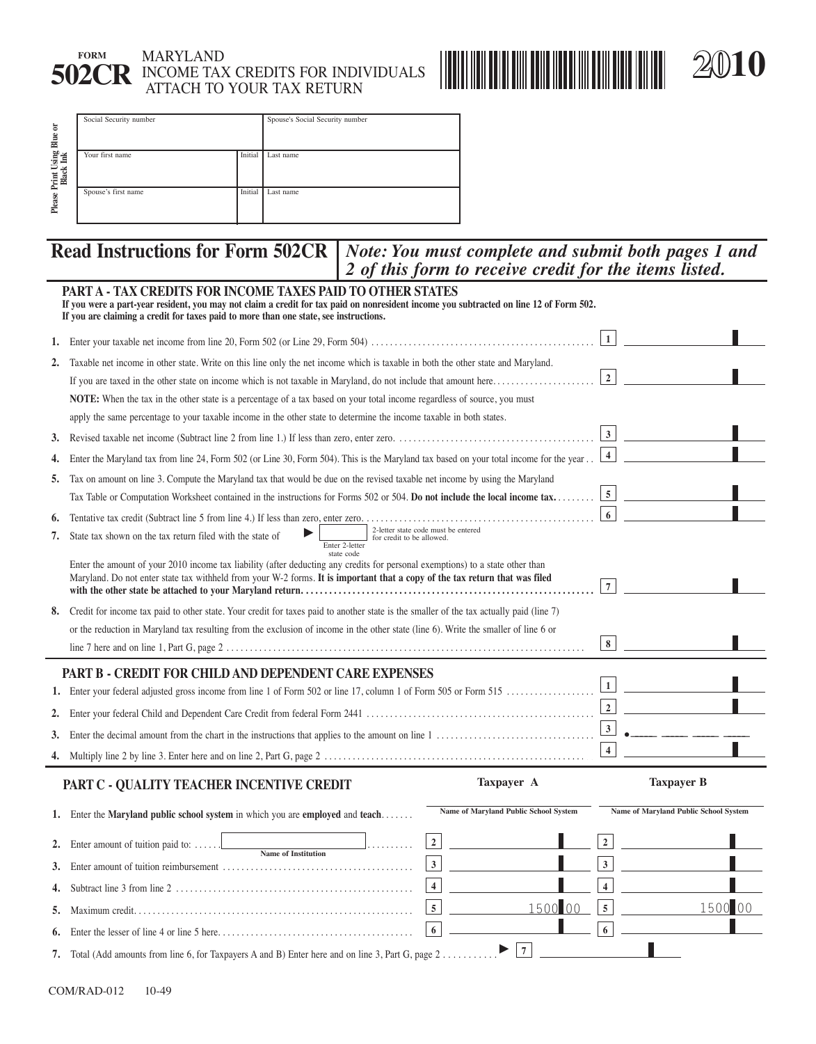# FORM 502CR — MARYLAND INCOME TAX CREDITS FOR INDIVIDUALS

ATTACH TO YOUR TAX RETURN

**2010**

Please Print Using Blue or Black Ink

| Social Security number | | Spouse's Social Security number |
|---|---|---|
| Your first name | Initial | Last name |
| Spouse's first name | Initial | Last name |

## Read Instructions for Form 502CR

***Note: You must complete and submit both pages 1 and 2 of this form to receive credit for the items listed.***

### PART A - TAX CREDITS FOR INCOME TAXES PAID TO OTHER STATES

**If you were a part-year resident, you may not claim a credit for tax paid on nonresident income you subtracted on line 12 of Form 502. If you are claiming a credit for taxes paid to more than one state, see instructions.**

1. Enter your taxable net income from line 20, Form 502 (or Line 29, Form 504) .......... **1** ________
2. Taxable net income in other state. Write on this line only the net income which is taxable in both the other state and Maryland. If you are taxed in the other state on income which is not taxable in Maryland, do not include that amount here.......... **2** ________

   **NOTE:** When the tax in the other state is a percentage of a tax based on your total income regardless of source, you must apply the same percentage to your taxable income in the other state to determine the income taxable in both states.
3. Revised taxable net income (Subtract line 2 from line 1.) If less than zero, enter zero. .......... **3** ________
4. Enter the Maryland tax from line 24, Form 502 (or Line 30, Form 504). This is the Maryland tax based on your total income for the year .. **4** ________
5. Tax on amount on line 3. Compute the Maryland tax that would be due on the revised taxable net income by using the Maryland Tax Table or Computation Worksheet contained in the instructions for Forms 502 or 504. **Do not include the local income tax.**.......... **5** ________
6. Tentative tax credit (Subtract line 5 from line 4.) If less than zero, enter zero. .......... **6** ________
7. State tax shown on the tax return filed with the state of ► ____ (Enter 2-letter state code) (2-letter state code must be entered for credit to be allowed.)

   Enter the amount of your 2010 income tax liability (after deducting any credits for personal exemptions) to a state other than Maryland. Do not enter state tax withheld from your W-2 forms. **It is important that a copy of the tax return that was filed with the other state be attached to your Maryland return.**.......... **7** ________
8. Credit for income tax paid to other state. Your credit for taxes paid to another state is the smaller of the tax actually paid (line 7) or the reduction in Maryland tax resulting from the exclusion of income in the other state (line 6). Write the smaller of line 6 or line 7 here and on line 1, Part G, page 2 .......... **8** ________

### PART B - CREDIT FOR CHILD AND DEPENDENT CARE EXPENSES

1. Enter your federal adjusted gross income from line 1 of Form 502 or line 17, column 1 of Form 505 or Form 515 .......... **1** ________
2. Enter your federal Child and Dependent Care Credit from federal Form 2441 .......... **2** ________
3. Enter the decimal amount from the chart in the instructions that applies to the amount on line 1 .......... **3** .________
4. Multiply line 2 by line 3. Enter here and on line 2, Part G, page 2 .......... **4** ________

### PART C - QUALITY TEACHER INCENTIVE CREDIT

| | | Taxpayer A | Taxpayer B |
|---|---|---|---|
| 1. | Enter the **Maryland public school system** in which you are **employed** and **teach**. ...... | Name of Maryland Public School System | Name of Maryland Public School System |
| 2. | Enter amount of tuition paid to: ______ (Name of Institution) ........ | **2** | **2** |
| 3. | Enter amount of tuition reimbursement .......... | **3** | **3** |
| 4. | Subtract line 3 from line 2 .......... | **4** | **4** |
| 5. | Maximum credit.......... | **5** 1500 00 | **5** 1500 00 |
| 6. | Enter the lesser of line 4 or line 5 here.......... | **6** | **6** |

7. Total (Add amounts from line 6, for Taxpayers A and B) Enter here and on line 3, Part G, page 2 .......... ► **7** ________

COM/RAD-012 10-49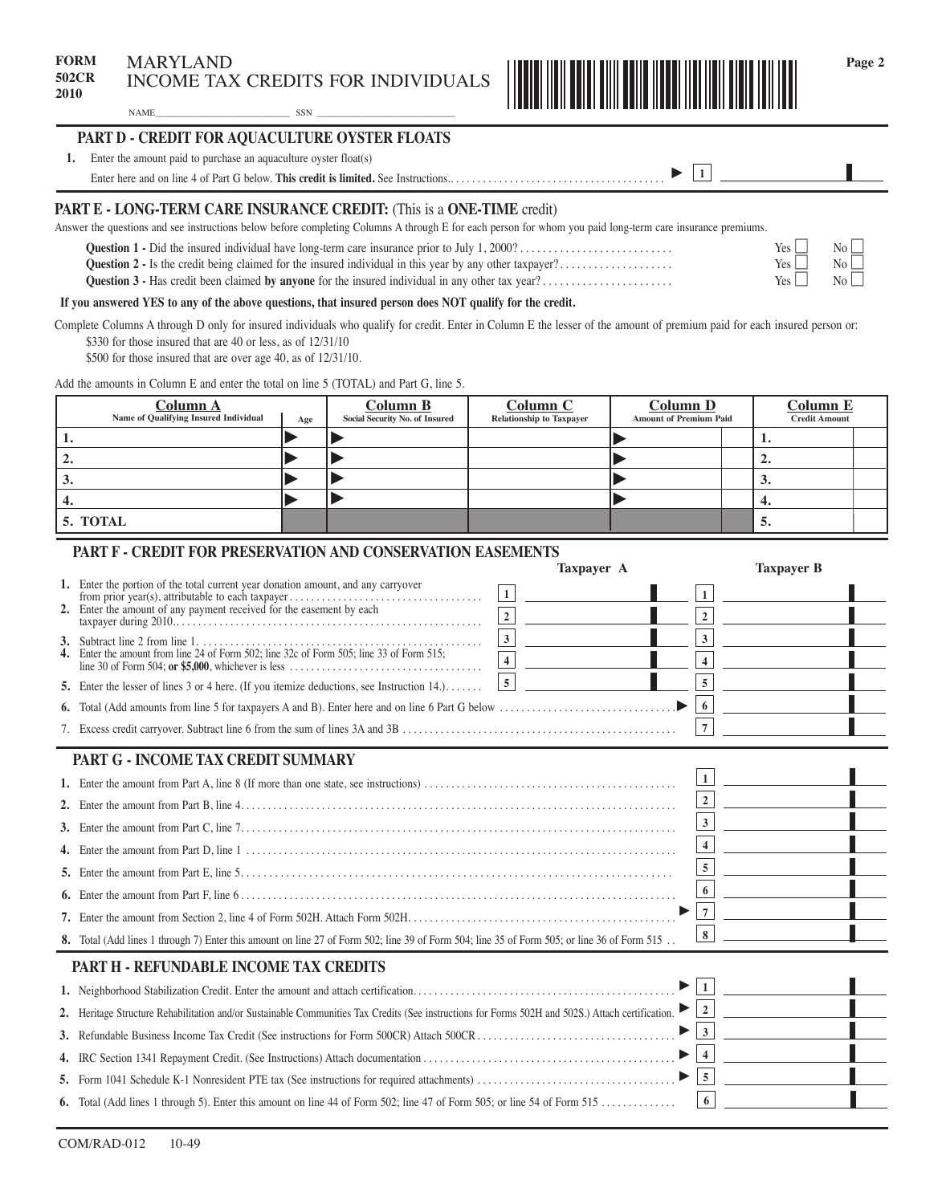**FORM 502CR 2010**

# MARYLAND INCOME TAX CREDITS FOR INDIVIDUALS

NAME________________________ SSN ________________________

## PART D - CREDIT FOR AQUACULTURE OYSTER FLOATS

**1.** Enter the amount paid to purchase an aquaculture oyster float(s)
Enter here and on line 4 of Part G below. **This credit is limited.** See Instructions. ▶ 1 ________

## PART E - LONG-TERM CARE INSURANCE CREDIT: (This is a ONE-TIME credit)

Answer the questions and see instructions below before completing Columns A through E for each person for whom you paid long-term care insurance premiums.

**Question 1 -** Did the insured individual have long-term care insurance prior to July 1, 2000? Yes ☐ No ☐
**Question 2 -** Is the credit being claimed for the insured individual in this year by any other taxpayer? Yes ☐ No ☐
**Question 3 -** Has credit been claimed **by anyone** for the insured individual in any other tax year? Yes ☐ No ☐

**If you answered YES to any of the above questions, that insured person does NOT qualify for the credit.**

Complete Columns A through D only for insured individuals who qualify for credit. Enter in Column E the lesser of the amount of premium paid for each insured person or:
$330 for those insured that are 40 or less, as of 12/31/10
$500 for those insured that are over age 40, as of 12/31/10.

Add the amounts in Column E and enter the total on line 5 (TOTAL) and Part G, line 5.

| Column A Name of Qualifying Insured Individual | Age | Column B Social Security No. of Insured | Column C Relationship to Taxpayer | Column D Amount of Premium Paid | Column E Credit Amount |
|---|---|---|---|---|---|
| 1. | ▶ | ▶ | | ▶ | 1. |
| 2. | ▶ | ▶ | | ▶ | 2. |
| 3. | ▶ | ▶ | | ▶ | 3. |
| 4. | ▶ | ▶ | | ▶ | 4. |
| 5. TOTAL | | | | | 5. |

## PART F - CREDIT FOR PRESERVATION AND CONSERVATION EASEMENTS

| | Taxpayer A | Taxpayer B |
|---|---|---|
| **1.** Enter the portion of the total current year donation amount, and any carryover from prior year(s), attributable to each taxpayer | 1 | 1 |
| **2.** Enter the amount of any payment received for the easement by each taxpayer during 2010 | 2 | 2 |
| **3.** Subtract line 2 from line 1 | 3 | 3 |
| **4.** Enter the amount from line 24 of Form 502; line 32c of Form 505; line 33 of Form 515; line 30 of Form 504; **or $5,000**, whichever is less | 4 | 4 |
| **5.** Enter the lesser of lines 3 or 4 here. (If you itemize deductions, see Instruction 14.) | 5 | 5 |

**6.** Total (Add amounts from line 5 for taxpayers A and B). Enter here and on line 6 Part G below ▶ 6 ________

7. Excess credit carryover. Subtract line 6 from the sum of lines 3A and 3B 7 ________

## PART G - INCOME TAX CREDIT SUMMARY

**1.** Enter the amount from Part A, line 8 (If more than one state, see instructions) 1 ________

**2.** Enter the amount from Part B, line 4 2 ________

**3.** Enter the amount from Part C, line 7 3 ________

**4.** Enter the amount from Part D, line 1 4 ________

**5.** Enter the amount from Part E, line 5 5 ________

**6.** Enter the amount from Part F, line 6 6 ________

**7.** Enter the amount from Section 2, line 4 of Form 502H. Attach Form 502H ▶ 7 ________

**8.** Total (Add lines 1 through 7) Enter this amount on line 27 of Form 502; line 39 of Form 504; line 35 of Form 505; or line 36 of Form 515 8 ________

## PART H - REFUNDABLE INCOME TAX CREDITS

**1.** Neighborhood Stabilization Credit. Enter the amount and attach certification ▶ 1 ________

**2.** Heritage Structure Rehabilitation and/or Sustainable Communities Tax Credits (See instructions for Forms 502H and 502S.) Attach certification. ▶ 2 ________

**3.** Refundable Business Income Tax Credit (See instructions for Form 500CR) Attach 500CR ▶ 3 ________

**4.** IRC Section 1341 Repayment Credit. (See Instructions) Attach documentation ▶ 4 ________

**5.** Form 1041 Schedule K-1 Nonresident PTE tax (See instructions for required attachments) ▶ 5 ________

**6.** Total (Add lines 1 through 5). Enter this amount on line 44 of Form 502; line 47 of Form 505; or line 54 of Form 515 6 ________

COM/RAD-012 10-49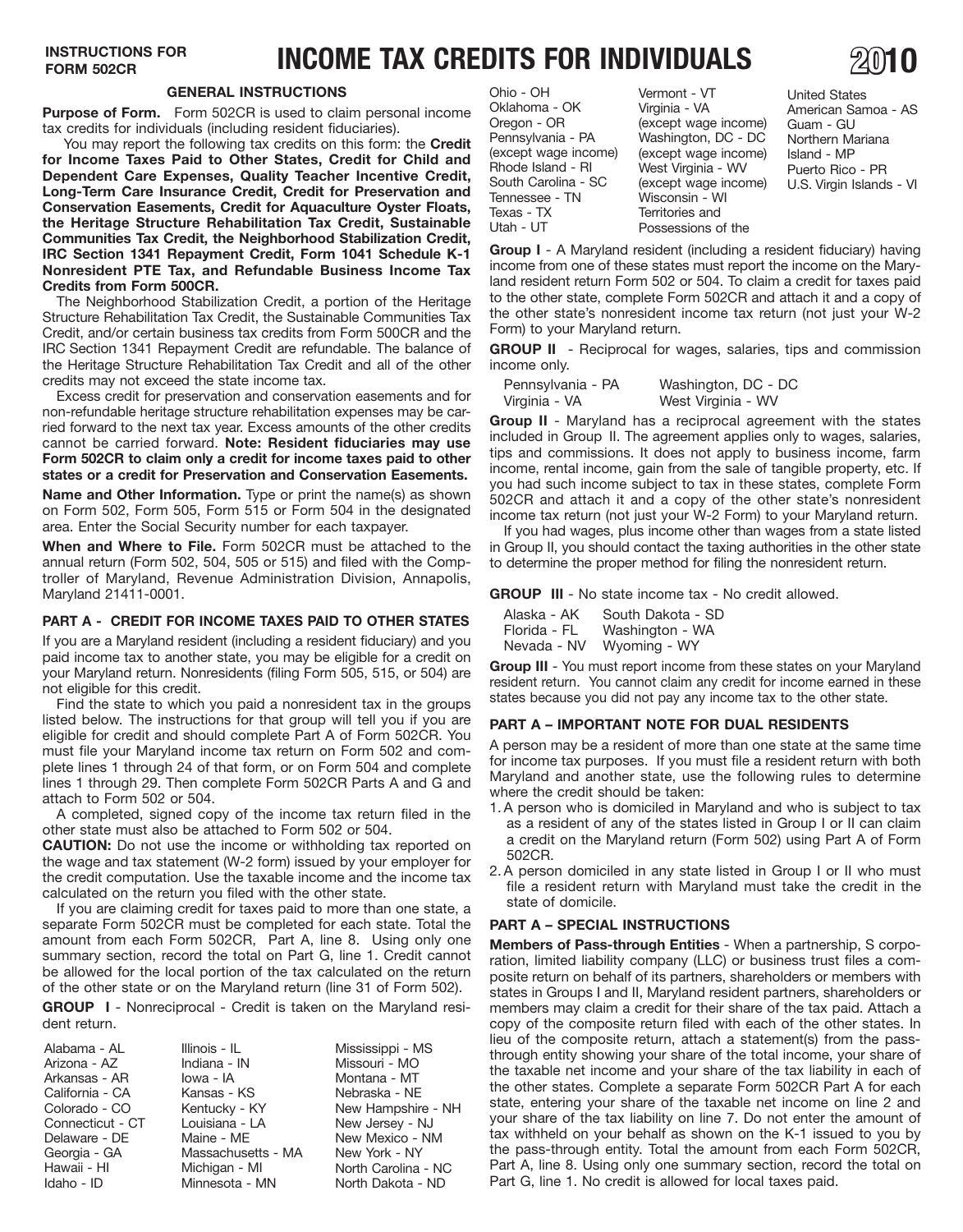**INSTRUCTIONS FOR FORM 502CR**

# INCOME TAX CREDITS FOR INDIVIDUALS

**2010**

## GENERAL INSTRUCTIONS

**Purpose of Form.** Form 502CR is used to claim personal income tax credits for individuals (including resident fiduciaries).

You may report the following tax credits on this form: the **Credit for Income Taxes Paid to Other States, Credit for Child and Dependent Care Expenses, Quality Teacher Incentive Credit, Long-Term Care Insurance Credit, Credit for Preservation and Conservation Easements, Credit for Aquaculture Oyster Floats, the Heritage Structure Rehabilitation Tax Credit, Sustainable Communities Tax Credit, the Neighborhood Stabilization Credit, IRC Section 1341 Repayment Credit, Form 1041 Schedule K-1 Nonresident PTE Tax, and Refundable Business Income Tax Credits from Form 500CR.**

The Neighborhood Stabilization Credit, a portion of the Heritage Structure Rehabilitation Tax Credit, the Sustainable Communities Tax Credit, and/or certain business tax credits from Form 500CR and the IRC Section 1341 Repayment Credit are refundable. The balance of the Heritage Structure Rehabilitation Tax Credit and all of the other credits may not exceed the state income tax.

Excess credit for preservation and conservation easements and for non-refundable heritage structure rehabilitation expenses may be carried forward to the next tax year. Excess amounts of the other credits cannot be carried forward. **Note: Resident fiduciaries may use Form 502CR to claim only a credit for income taxes paid to other states or a credit for Preservation and Conservation Easements.**

**Name and Other Information.** Type or print the name(s) as shown on Form 502, Form 505, Form 515 or Form 504 in the designated area. Enter the Social Security number for each taxpayer.

**When and Where to File.** Form 502CR must be attached to the annual return (Form 502, 504, 505 or 515) and filed with the Comptroller of Maryland, Revenue Administration Division, Annapolis, Maryland 21411-0001.

## PART A - CREDIT FOR INCOME TAXES PAID TO OTHER STATES

If you are a Maryland resident (including a resident fiduciary) and you paid income tax to another state, you may be eligible for a credit on your Maryland return. Nonresidents (filing Form 505, 515, or 504) are not eligible for this credit.

Find the state to which you paid a nonresident tax in the groups listed below. The instructions for that group will tell you if you are eligible for credit and should complete Part A of Form 502CR. You must file your Maryland income tax return on Form 502 and complete lines 1 through 24 of that form, or on Form 504 and complete lines 1 through 29. Then complete Form 502CR Parts A and G and attach to Form 502 or 504.

A completed, signed copy of the income tax return filed in the other state must also be attached to Form 502 or 504.

**CAUTION:** Do not use the income or withholding tax reported on the wage and tax statement (W-2 form) issued by your employer for the credit computation. Use the taxable income and the income tax calculated on the return you filed with the other state.

If you are claiming credit for taxes paid to more than one state, a separate Form 502CR must be completed for each state. Total the amount from each Form 502CR, Part A, line 8. Using only one summary section, record the total on Part G, line 1. Credit cannot be allowed for the local portion of the tax calculated on the return of the other state or on the Maryland return (line 31 of Form 502).

**GROUP I** - Nonreciprocal - Credit is taken on the Maryland resident return.

| | | |
|---|---|---|
| Alabama - AL | Illinois - IL | Mississippi - MS |
| Arizona - AZ | Indiana - IN | Missouri - MO |
| Arkansas - AR | Iowa - IA | Montana - MT |
| California - CA | Kansas - KS | Nebraska - NE |
| Colorado - CO | Kentucky - KY | New Hampshire - NH |
| Connecticut - CT | Louisiana - LA | New Jersey - NJ |
| Delaware - DE | Maine - ME | New Mexico - NM |
| Georgia - GA | Massachusetts - MA | New York - NY |
| Hawaii - HI | Michigan - MI | North Carolina - NC |
| Idaho - ID | Minnesota - MN | North Dakota - ND |
| Ohio - OH | Vermont - VT | United States |
| Oklahoma - OK | Virginia - VA (except wage income) | American Samoa - AS |
| Oregon - OR | Washington, DC - DC (except wage income) | Guam - GU |
| Pennsylvania - PA (except wage income) | West Virginia - WV (except wage income) | Northern Mariana Island - MP |
| Rhode Island - RI | Wisconsin - WI | Puerto Rico - PR |
| South Carolina - SC | Territories and Possessions of the | U.S. Virgin Islands - VI |
| Tennessee - TN | | |
| Texas - TX | | |
| Utah - UT | | |

**Group I** - A Maryland resident (including a resident fiduciary) having income from one of these states must report the income on the Maryland resident return Form 502 or 504. To claim a credit for taxes paid to the other state, complete Form 502CR and attach it and a copy of the other state's nonresident income tax return (not just your W-2 Form) to your Maryland return.

**GROUP II** - Reciprocal for wages, salaries, tips and commission income only.

| | |
|---|---|
| Pennsylvania - PA | Washington, DC - DC |
| Virginia - VA | West Virginia - WV |

**Group II** - Maryland has a reciprocal agreement with the states included in Group II. The agreement applies only to wages, salaries, tips and commissions. It does not apply to business income, farm income, rental income, gain from the sale of tangible property, etc. If you had such income subject to tax in these states, complete Form 502CR and attach it and a copy of the other state's nonresident income tax return (not just your W-2 Form) to your Maryland return.

If you had wages, plus income other than wages from a state listed in Group II, you should contact the taxing authorities in the other state to determine the proper method for filing the nonresident return.

**GROUP III** - No state income tax - No credit allowed.

| | |
|---|---|
| Alaska - AK | South Dakota - SD |
| Florida - FL | Washington - WA |
| Nevada - NV | Wyoming - WY |

**Group III** - You must report income from these states on your Maryland resident return. You cannot claim any credit for income earned in these states because you did not pay any income tax to the other state.

## PART A – IMPORTANT NOTE FOR DUAL RESIDENTS

A person may be a resident of more than one state at the same time for income tax purposes. If you must file a resident return with both Maryland and another state, use the following rules to determine where the credit should be taken:

1. A person who is domiciled in Maryland and who is subject to tax as a resident of any of the states listed in Group I or II can claim a credit on the Maryland return (Form 502) using Part A of Form 502CR.
2. A person domiciled in any state listed in Group I or II who must file a resident return with Maryland must take the credit in the state of domicile.

## PART A – SPECIAL INSTRUCTIONS

**Members of Pass-through Entities** - When a partnership, S corporation, limited liability company (LLC) or business trust files a composite return on behalf of its partners, shareholders or members with states in Groups I and II, Maryland resident partners, shareholders or members may claim a credit for their share of the tax paid. Attach a copy of the composite return filed with each of the other states. In lieu of the composite return, attach a statement(s) from the pass-through entity showing your share of the total income, your share of the taxable net income and your share of the tax liability in each of the other states. Complete a separate Form 502CR Part A for each state, entering your share of the taxable net income on line 2 and your share of the tax liability on line 7. Do not enter the amount of tax withheld on your behalf as shown on the K-1 issued to you by the pass-through entity. Total the amount from each Form 502CR, Part A, line 8. Using only one summary section, record the total on Part G, line 1. No credit is allowed for local taxes paid.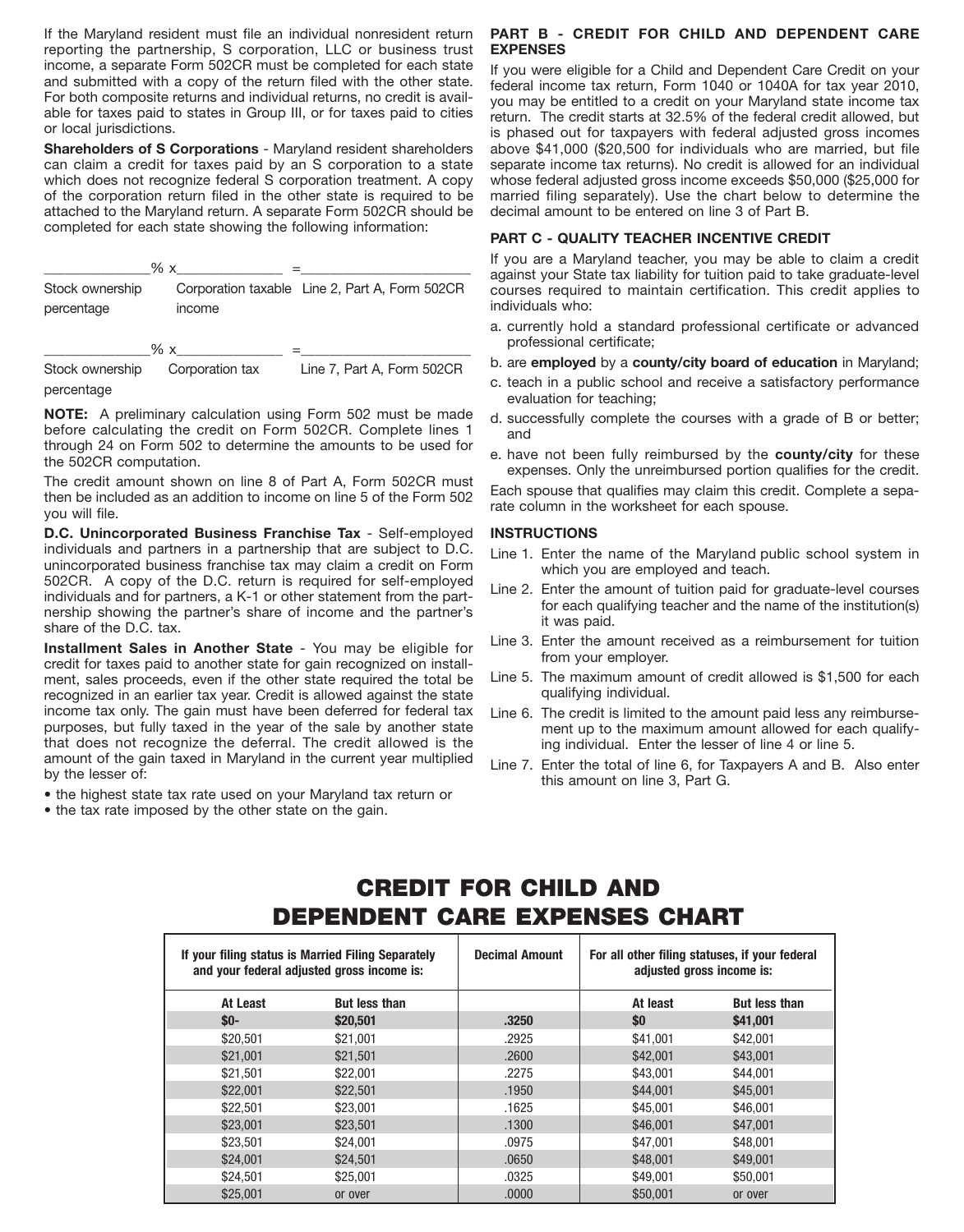If the Maryland resident must file an individual nonresident return reporting the partnership, S corporation, LLC or business trust income, a separate Form 502CR must be completed for each state and submitted with a copy of the return filed with the other state. For both composite returns and individual returns, no credit is available for taxes paid to states in Group III, or for taxes paid to cities or local jurisdictions.

**Shareholders of S Corporations** - Maryland resident shareholders can claim a credit for taxes paid by an S corporation to a state which does not recognize federal S corporation treatment. A copy of the corporation return filed in the other state is required to be attached to the Maryland return. A separate Form 502CR should be completed for each state showing the following information:

_____________% x_____________ = _____________________
Stock ownership percentage | Corporation taxable income | Line 2, Part A, Form 502CR

_____________% x_____________ = _____________________
Stock ownership percentage | Corporation tax | Line 7, Part A, Form 502CR

**NOTE:** A preliminary calculation using Form 502 must be made before calculating the credit on Form 502CR. Complete lines 1 through 24 on Form 502 to determine the amounts to be used for the 502CR computation.

The credit amount shown on line 8 of Part A, Form 502CR must then be included as an addition to income on line 5 of the Form 502 you will file.

**D.C. Unincorporated Business Franchise Tax** - Self-employed individuals and partners in a partnership that are subject to D.C. unincorporated business franchise tax may claim a credit on Form 502CR. A copy of the D.C. return is required for self-employed individuals and for partners, a K-1 or other statement from the partnership showing the partner's share of income and the partner's share of the D.C. tax.

**Installment Sales in Another State** - You may be eligible for credit for taxes paid to another state for gain recognized on installment, sales proceeds, even if the other state required the total be recognized in an earlier tax year. Credit is allowed against the state income tax only. The gain must have been deferred for federal tax purposes, but fully taxed in the year of the sale by another state that does not recognize the deferral. The credit allowed is the amount of the gain taxed in Maryland in the current year multiplied by the lesser of:

- the highest state tax rate used on your Maryland tax return or
- the tax rate imposed by the other state on the gain.

## PART B - CREDIT FOR CHILD AND DEPENDENT CARE EXPENSES

If you were eligible for a Child and Dependent Care Credit on your federal income tax return, Form 1040 or 1040A for tax year 2010, you may be entitled to a credit on your Maryland state income tax return. The credit starts at 32.5% of the federal credit allowed, but is phased out for taxpayers with federal adjusted gross incomes above $41,000 ($20,500 for individuals who are married, but file separate income tax returns). No credit is allowed for an individual whose federal adjusted gross income exceeds $50,000 ($25,000 for married filing separately). Use the chart below to determine the decimal amount to be entered on line 3 of Part B.

## PART C - QUALITY TEACHER INCENTIVE CREDIT

If you are a Maryland teacher, you may be able to claim a credit against your State tax liability for tuition paid to take graduate-level courses required to maintain certification. This credit applies to individuals who:

a. currently hold a standard professional certificate or advanced professional certificate;
b. are **employed** by a **county/city board of education** in Maryland;
c. teach in a public school and receive a satisfactory performance evaluation for teaching;
d. successfully complete the courses with a grade of B or better; and
e. have not been fully reimbursed by the **county/city** for these expenses. Only the unreimbursed portion qualifies for the credit.

Each spouse that qualifies may claim this credit. Complete a separate column in the worksheet for each spouse.

### INSTRUCTIONS

Line 1. Enter the name of the Maryland public school system in which you are employed and teach.

Line 2. Enter the amount of tuition paid for graduate-level courses for each qualifying teacher and the name of the institution(s) it was paid.

Line 3. Enter the amount received as a reimbursement for tuition from your employer.

Line 5. The maximum amount of credit allowed is $1,500 for each qualifying individual.

Line 6. The credit is limited to the amount paid less any reimbursement up to the maximum amount allowed for each qualifying individual. Enter the lesser of line 4 or line 5.

Line 7. Enter the total of line 6, for Taxpayers A and B. Also enter this amount on line 3, Part G.

# CREDIT FOR CHILD AND DEPENDENT CARE EXPENSES CHART

| If your filing status is Married Filing Separately and your federal adjusted gross income is: | | Decimal Amount | For all other filing statuses, if your federal adjusted gross income is: | |
|---|---|---|---|---|
| **At Least** | **But less than** | | **At least** | **But less than** |
| **$0-** | **$20,501** | **.3250** | **$0** | **$41,001** |
| $20,501 | $21,001 | .2925 | $41,001 | $42,001 |
| $21,001 | $21,501 | .2600 | $42,001 | $43,001 |
| $21,501 | $22,001 | .2275 | $43,001 | $44,001 |
| $22,001 | $22,501 | .1950 | $44,001 | $45,001 |
| $22,501 | $23,001 | .1625 | $45,001 | $46,001 |
| $23,001 | $23,501 | .1300 | $46,001 | $47,001 |
| $23,501 | $24,001 | .0975 | $47,001 | $48,001 |
| $24,001 | $24,501 | .0650 | $48,001 | $49,001 |
| $24,501 | $25,001 | .0325 | $49,001 | $50,001 |
| $25,001 | or over | .0000 | $50,001 | or over |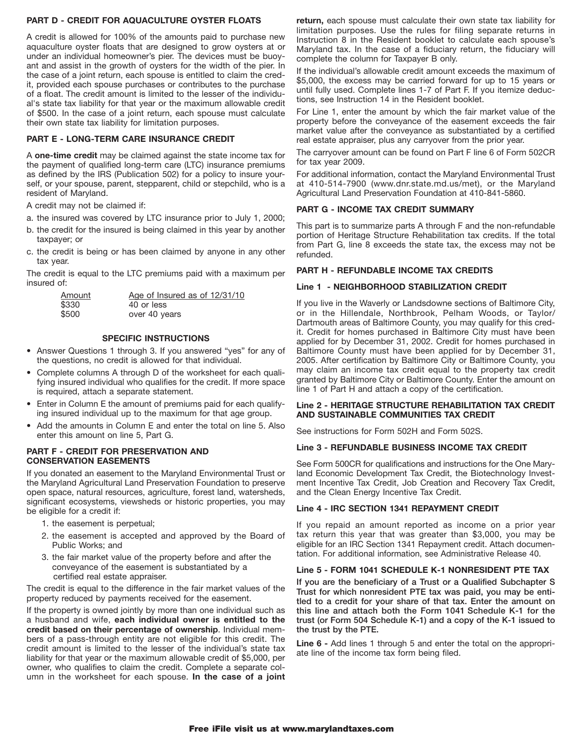### PART D - CREDIT FOR AQUACULTURE OYSTER FLOATS

A credit is allowed for 100% of the amounts paid to purchase new aquaculture oyster floats that are designed to grow oysters at or under an individual homeowner's pier. The devices must be buoyant and assist in the growth of oysters for the width of the pier. In the case of a joint return, each spouse is entitled to claim the credit, provided each spouse purchases or contributes to the purchase of a float. The credit amount is limited to the lesser of the individual's state tax liability for that year or the maximum allowable credit of $500. In the case of a joint return, each spouse must calculate their own state tax liability for limitation purposes.

### PART E - LONG-TERM CARE INSURANCE CREDIT

A **one-time credit** may be claimed against the state income tax for the payment of qualified long-term care (LTC) insurance premiums as defined by the IRS (Publication 502) for a policy to insure yourself, or your spouse, parent, stepparent, child or stepchild, who is a resident of Maryland.

A credit may not be claimed if:

a. the insured was covered by LTC insurance prior to July 1, 2000;
b. the credit for the insured is being claimed in this year by another taxpayer; or
c. the credit is being or has been claimed by anyone in any other tax year.

The credit is equal to the LTC premiums paid with a maximum per insured of:

| Amount | Age of Insured as of 12/31/10 |
|---|---|
| $330 | 40 or less |
| $500 | over 40 years |

#### SPECIFIC INSTRUCTIONS

- Answer Questions 1 through 3. If you answered "yes" for any of the questions, no credit is allowed for that individual.
- Complete columns A through D of the worksheet for each qualifying insured individual who qualifies for the credit. If more space is required, attach a separate statement.
- Enter in Column E the amount of premiums paid for each qualifying insured individual up to the maximum for that age group.
- Add the amounts in Column E and enter the total on line 5. Also enter this amount on line 5, Part G.

### PART F - CREDIT FOR PRESERVATION AND CONSERVATION EASEMENTS

If you donated an easement to the Maryland Environmental Trust or the Maryland Agricultural Land Preservation Foundation to preserve open space, natural resources, agriculture, forest land, watersheds, significant ecosystems, viewsheds or historic properties, you may be eligible for a credit if:

1. the easement is perpetual;
2. the easement is accepted and approved by the Board of Public Works; and
3. the fair market value of the property before and after the conveyance of the easement is substantiated by a certified real estate appraiser.

The credit is equal to the difference in the fair market values of the property reduced by payments received for the easement.

If the property is owned jointly by more than one individual such as a husband and wife, **each individual owner is entitled to the credit based on their percentage of ownership**. Individual members of a pass-through entity are not eligible for this credit. The credit amount is limited to the lesser of the individual's state tax liability for that year or the maximum allowable credit of $5,000, per owner, who qualifies to claim the credit. Complete a separate column in the worksheet for each spouse. **In the case of a joint return,** each spouse must calculate their own state tax liability for limitation purposes. Use the rules for filing separate returns in Instruction 8 in the Resident booklet to calculate each spouse's Maryland tax. In the case of a fiduciary return, the fiduciary will complete the column for Taxpayer B only.

If the individual's allowable credit amount exceeds the maximum of $5,000, the excess may be carried forward for up to 15 years or until fully used. Complete lines 1-7 of Part F. If you itemize deductions, see Instruction 14 in the Resident booklet.

For Line 1, enter the amount by which the fair market value of the property before the conveyance of the easement exceeds the fair market value after the conveyance as substantiated by a certified real estate appraiser, plus any carryover from the prior year.

The carryover amount can be found on Part F line 6 of Form 502CR for tax year 2009.

For additional information, contact the Maryland Environmental Trust at 410-514-7900 (www.dnr.state.md.us/met), or the Maryland Agricultural Land Preservation Foundation at 410-841-5860.

### PART G - INCOME TAX CREDIT SUMMARY

This part is to summarize parts A through F and the non-refundable portion of Heritage Structure Rehabilitation tax credits. If the total from Part G, line 8 exceeds the state tax, the excess may not be refunded.

### PART H - REFUNDABLE INCOME TAX CREDITS

#### Line 1 - NEIGHBORHOOD STABILIZATION CREDIT

If you live in the Waverly or Landsdowne sections of Baltimore City, or in the Hillendale, Northbrook, Pelham Woods, or Taylor/Dartmouth areas of Baltimore County, you may qualify for this credit. Credit for homes purchased in Baltimore City must have been applied for by December 31, 2002. Credit for homes purchased in Baltimore County must have been applied for by December 31, 2005. After certification by Baltimore City or Baltimore County, you may claim an income tax credit equal to the property tax credit granted by Baltimore City or Baltimore County. Enter the amount on line 1 of Part H and attach a copy of the certification.

#### Line 2 - HERITAGE STRUCTURE REHABILITATION TAX CREDIT AND SUSTAINABLE COMMUNITIES TAX CREDIT

See instructions for Form 502H and Form 502S.

#### Line 3 - REFUNDABLE BUSINESS INCOME TAX CREDIT

See Form 500CR for qualifications and instructions for the One Maryland Economic Development Tax Credit, the Biotechnology Investment Incentive Tax Credit, Job Creation and Recovery Tax Credit, and the Clean Energy Incentive Tax Credit.

#### Line 4 - IRC SECTION 1341 REPAYMENT CREDIT

If you repaid an amount reported as income on a prior year tax return this year that was greater than $3,000, you may be eligible for an IRC Section 1341 Repayment credit. Attach documentation. For additional information, see Administrative Release 40.

#### Line 5 - FORM 1041 SCHEDULE K-1 NONRESIDENT PTE TAX

**If you are the beneficiary of a Trust or a Qualified Subchapter S Trust for which nonresident PTE tax was paid, you may be entitled to a credit for your share of that tax. Enter the amount on this line and attach both the Form 1041 Schedule K-1 for the trust (or Form 504 Schedule K-1) and a copy of the K-1 issued to the trust by the PTE.**

**Line 6 -** Add lines 1 through 5 and enter the total on the appropriate line of the income tax form being filed.

**Free iFile visit us at www.marylandtaxes.com**